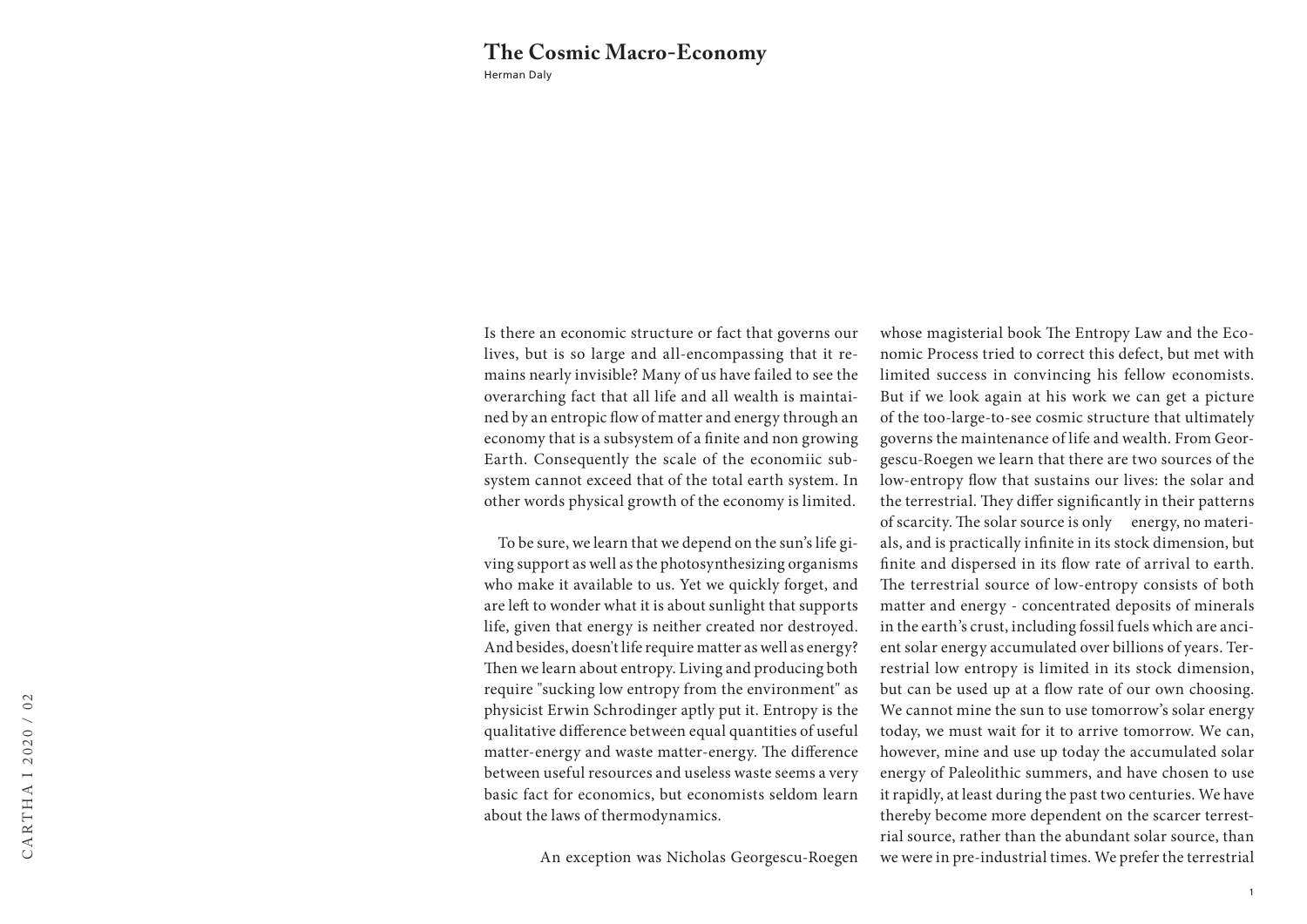# The Cosmic Macro-Economy

Herman Daly

Is there an economic structure or fact that governs our lives, but is so large and all-encompassing that it remains nearly invisible? Many of us have failed to see the overarching fact that all life and all wealth is maintained by an entropic flow of matter and energy through an economy that is a subsystem of a finite and non growing Earth. Consequently the scale of the economiic subsystem cannot exceed that of the total earth system. In other words physical growth of the economy is limited.

To be sure, we learn that we depend on the sun's life giving support as well as the photosynthesizing organisms who make it available to us. Yet we quickly forget, and are left to wonder what it is about sunlight that supports life, given that energy is neither created nor destroyed. And besides, doesn't life require matter as well as energy? Then we learn about entropy. Living and producing both require "sucking low entropy from the environment" as physicist Erwin Schrodinger aptly put it. Entropy is the qualitative difference between equal quantities of useful matter-energy and waste matter-energy. The difference between useful resources and useless waste seems a very basic fact for economics, but economists seldom learn about the laws of thermodynamics.

An exception was Nicholas Georgescu-Roegen whose magisterial book The Entropy Law and the Economic Process tried to correct this defect, but met with limited success in convincing his fellow economists. But if we look again at his work we can get a picture of the too-large-to-see cosmic structure that ultimately governs the maintenance of life and wealth. From Georgescu-Roegen we learn that there are two sources of the low-entropy flow that sustains our lives: the solar and the terrestrial. They differ significantly in their patterns of scarcity. The solar source is only energy, no materials, and is practically infinite in its stock dimension, but finite and dispersed in its flow rate of arrival to earth. The terrestrial source of low-entropy consists of both matter and energy - concentrated deposits of minerals in the earth's crust, including fossil fuels which are ancient solar energy accumulated over billions of years. Terrestrial low entropy is limited in its stock dimension, but can be used up at a flow rate of our own choosing. We cannot mine the sun to use tomorrow's solar energy today, we must wait for it to arrive tomorrow. We can, however, mine and use up today the accumulated solar energy of Paleolithic summers, and have chosen to use it rapidly, at least during the past two centuries. We have thereby become more dependent on the scarcer terrestrial source, rather than the abundant solar source, than we were in pre-industrial times. We prefer the terrestrial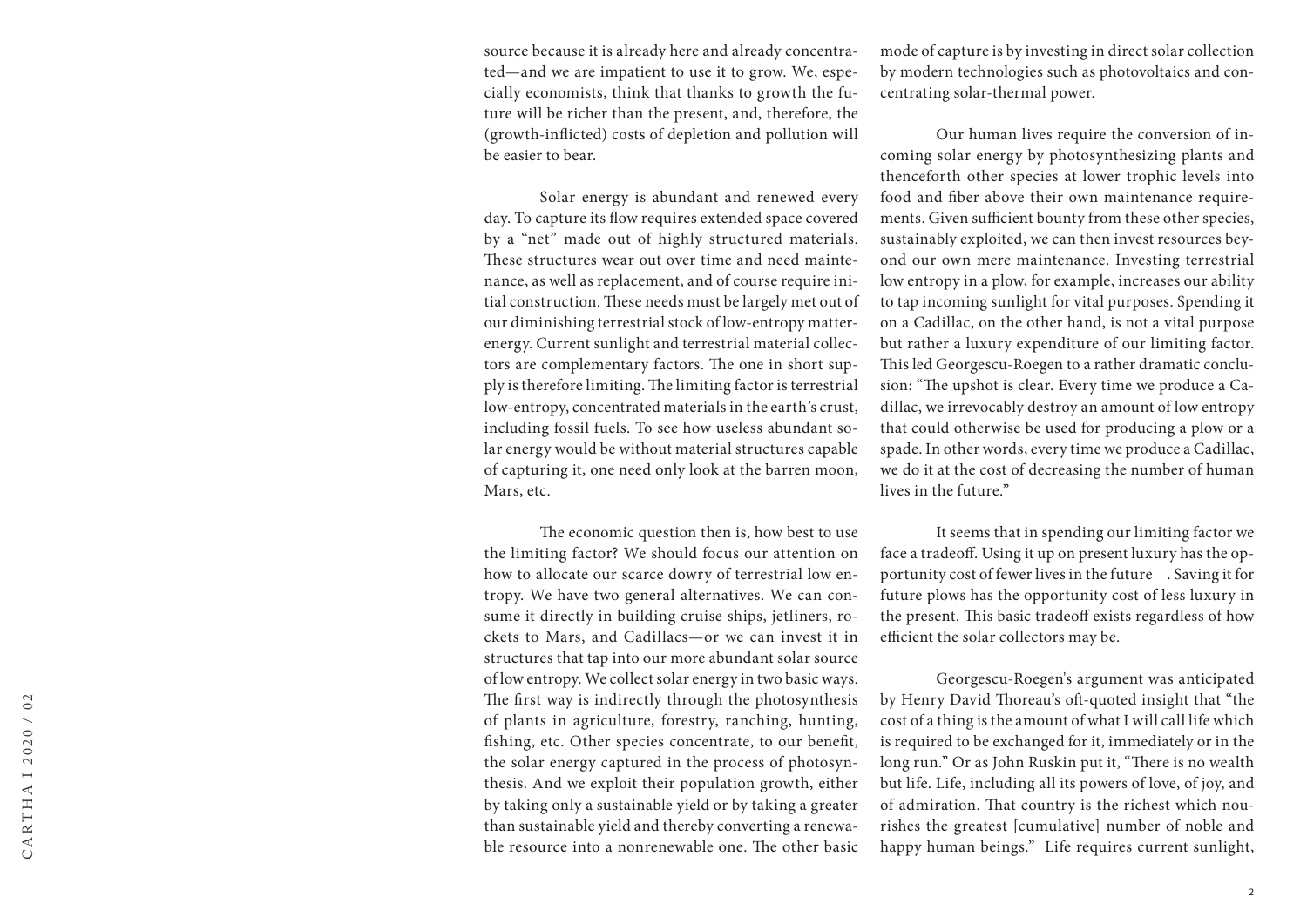source because it is already here and already concentrated—and we are impatient to use it to grow. We, especially economists, think that thanks to growth the future will be richer than the present, and, therefore, the (growth-inflicted) costs of depletion and pollution will be easier to bear.

Solar energy is abundant and renewed every day. To capture its flow requires extended space covered by a "net" made out of highly structured materials. These structures wear out over time and need maintenance, as well as replacement, and of course require initial construction. These needs must be largely met out of our diminishing terrestrial stock of low-entropy matter-energy. Current sunlight and terrestrial material collectors are complementary factors. The one in short supply is therefore limiting. The limiting factor is terrestrial low-entropy, concentrated materials in the earth's crust, including fossil fuels. To see how useless abundant solar energy would be without material structures capable of capturing it, one need only look at the barren moon, Mars, etc.

The economic question then is, how best to use the limiting factor? We should focus our attention on how to allocate our scarce dowry of terrestrial low entropy. We have two general alternatives. We can consume it directly in building cruise ships, jetliners, rockets to Mars, and Cadillacs—or we can invest it in structures that tap into our more abundant solar source of low entropy. We collect solar energy in two basic ways. The first way is indirectly through the photosynthesis of plants in agriculture, forestry, ranching, hunting, fishing, etc. Other species concentrate, to our benefit, the solar energy captured in the process of photosynthesis. And we exploit their population growth, either by taking only a sustainable yield or by taking a greater than sustainable yield and thereby converting a renewable resource into a nonrenewable one. The other basic mode of capture is by investing in direct solar collection by modern technologies such as photovoltaics and concentrating solar-thermal power.

Our human lives require the conversion of incoming solar energy by photosynthesizing plants and thenceforth other species at lower trophic levels into food and fiber above their own maintenance requirements. Given sufficient bounty from these other species, sustainably exploited, we can then invest resources beyond our own mere maintenance. Investing terrestrial low entropy in a plow, for example, increases our ability to tap incoming sunlight for vital purposes. Spending it on a Cadillac, on the other hand, is not a vital purpose but rather a luxury expenditure of our limiting factor. This led Georgescu-Roegen to a rather dramatic conclusion: "The upshot is clear. Every time we produce a Cadillac, we irrevocably destroy an amount of low entropy that could otherwise be used for producing a plow or a spade. In other words, every time we produce a Cadillac, we do it at the cost of decreasing the number of human lives in the future."

It seems that in spending our limiting factor we face a tradeoff. Using it up on present luxury has the opportunity cost of fewer lives in the future. Saving it for future plows has the opportunity cost of less luxury in the present. This basic tradeoff exists regardless of how efficient the solar collectors may be.

Georgescu-Roegen's argument was anticipated by Henry David Thoreau's oft-quoted insight that "the cost of a thing is the amount of what I will call life which is required to be exchanged for it, immediately or in the long run." Or as John Ruskin put it, "There is no wealth but life. Life, including all its powers of love, of joy, and of admiration. That country is the richest which nourishes the greatest [cumulative] number of noble and happy human beings." Life requires current sunlight,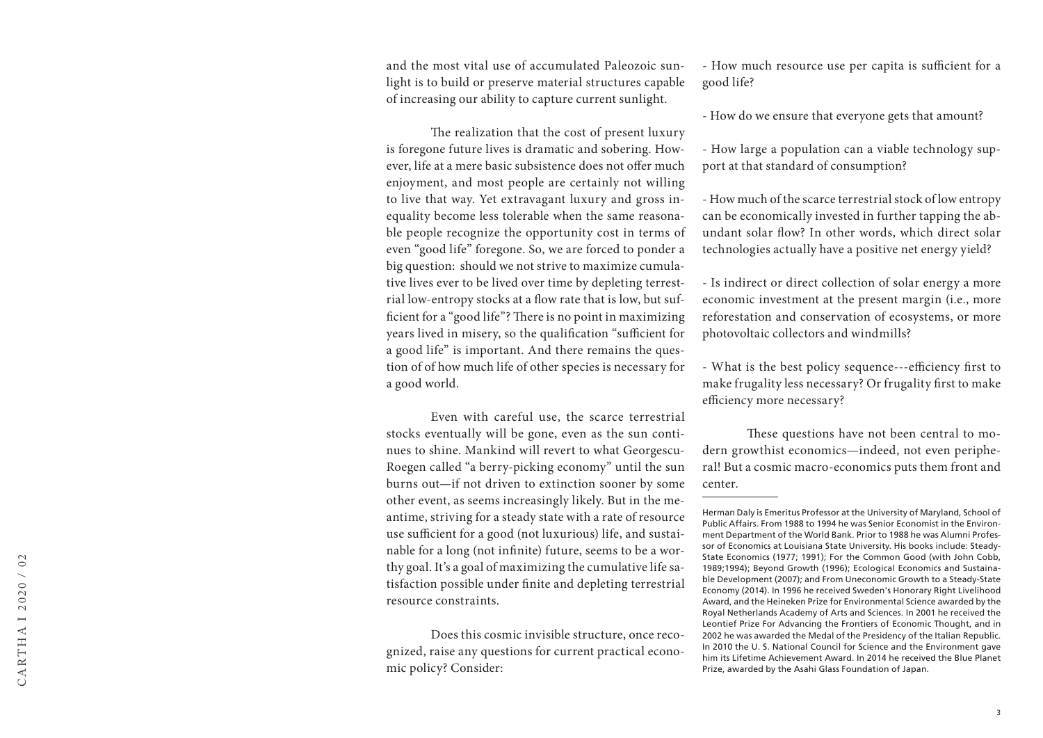and the most vital use of accumulated Paleozoic sunlight is to build or preserve material structures capable of increasing our ability to capture current sunlight.

The realization that the cost of present luxury is foregone future lives is dramatic and sobering. However, life at a mere basic subsistence does not offer much enjoyment, and most people are certainly not willing to live that way. Yet extravagant luxury and gross inequality become less tolerable when the same reasonable people recognize the opportunity cost in terms of even "good life" foregone. So, we are forced to ponder a big question: should we not strive to maximize cumulative lives ever to be lived over time by depleting terrestrial low-entropy stocks at a flow rate that is low, but sufficient for a "good life"? There is no point in maximizing years lived in misery, so the qualification "sufficient for a good life" is important. And there remains the question of of how much life of other species is necessary for a good world.

Even with careful use, the scarce terrestrial stocks eventually will be gone, even as the sun continues to shine. Mankind will revert to what Georgescu-Roegen called "a berry-picking economy" until the sun burns out—if not driven to extinction sooner by some other event, as seems increasingly likely. But in the meantime, striving for a steady state with a rate of resource use sufficient for a good (not luxurious) life, and sustainable for a long (not infinite) future, seems to be a worthy goal. It's a goal of maximizing the cumulative life satisfaction possible under finite and depleting terrestrial resource constraints.

Does this cosmic invisible structure, once recognized, raise any questions for current practical economic policy? Consider:

- How much resource use per capita is sufficient for a good life?

- How do we ensure that everyone gets that amount?

- How large a population can a viable technology support at that standard of consumption?

- How much of the scarce terrestrial stock of low entropy can be economically invested in further tapping the abundant solar flow? In other words, which direct solar technologies actually have a positive net energy yield?

- Is indirect or direct collection of solar energy a more economic investment at the present margin (i.e., more reforestation and conservation of ecosystems, or more photovoltaic collectors and windmills?

- What is the best policy sequence---efficiency first to make frugality less necessary? Or frugality first to make efficiency more necessary?

These questions have not been central to modern growthist economics—indeed, not even peripheral! But a cosmic macro-economics puts them front and center.

---

Herman Daly is Emeritus Professor at the University of Maryland, School of Public Affairs. From 1988 to 1994 he was Senior Economist in the Environment Department of the World Bank. Prior to 1988 he was Alumni Professor of Economics at Louisiana State University. His books include: Steady-State Economics (1977; 1991); For the Common Good (with John Cobb, 1989;1994); Beyond Growth (1996); Ecological Economics and Sustainable Development (2007); and From Uneconomic Growth to a Steady-State Economy (2014). In 1996 he received Sweden's Honorary Right Livelihood Award, and the Heineken Prize for Environmental Science awarded by the Royal Netherlands Academy of Arts and Sciences. In 2001 he received the Leontief Prize For Advancing the Frontiers of Economic Thought, and in 2002 he was awarded the Medal of the Presidency of the Italian Republic. In 2010 the U. S. National Council for Science and the Environment gave him its Lifetime Achievement Award. In 2014 he received the Blue Planet Prize, awarded by the Asahi Glass Foundation of Japan.